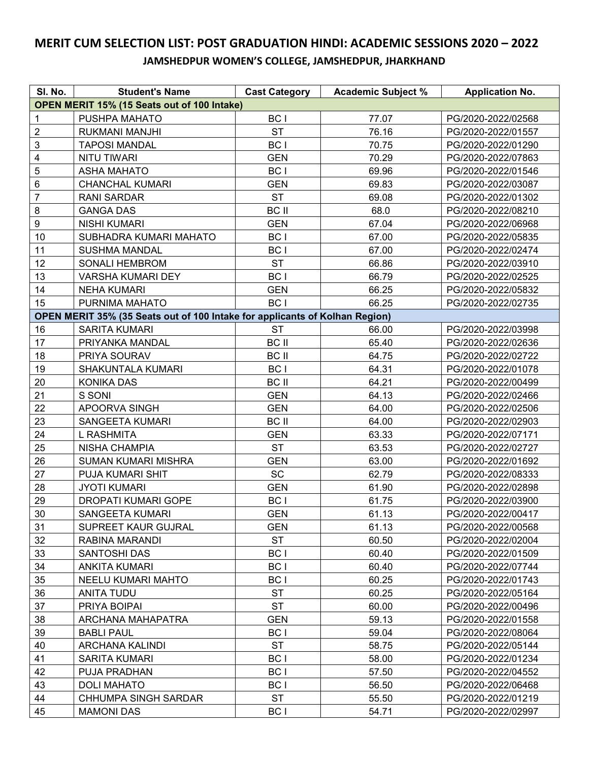# MERIT CUM SELECTION LIST: POST GRADUATION HINDI: ACADEMIC SESSIONS 2020 – 2022

## JAMSHEDPUR WOMEN'S COLLEGE, JAMSHEDPUR, JHARKHAND

| Sl. No. | Student's Name | Cast Category | Academic Subject % | Application No. |
|---|---|---|---|---|
| **OPEN MERIT 15% (15 Seats out of 100 Intake)** | | | | |
| 1 | PUSHPA MAHATO | BC I | 77.07 | PG/2020-2022/02568 |
| 2 | RUKMANI MANJHI | ST | 76.16 | PG/2020-2022/01557 |
| 3 | TAPOSI MANDAL | BC I | 70.75 | PG/2020-2022/01290 |
| 4 | NITU TIWARI | GEN | 70.29 | PG/2020-2022/07863 |
| 5 | ASHA MAHATO | BC I | 69.96 | PG/2020-2022/01546 |
| 6 | CHANCHAL KUMARI | GEN | 69.83 | PG/2020-2022/03087 |
| 7 | RANI SARDAR | ST | 69.08 | PG/2020-2022/01302 |
| 8 | GANGA DAS | BC II | 68.0 | PG/2020-2022/08210 |
| 9 | NISHI KUMARI | GEN | 67.04 | PG/2020-2022/06968 |
| 10 | SUBHADRA KUMARI MAHATO | BC I | 67.00 | PG/2020-2022/05835 |
| 11 | SUSHMA MANDAL | BC I | 67.00 | PG/2020-2022/02474 |
| 12 | SONALI HEMBROM | ST | 66.86 | PG/2020-2022/03910 |
| 13 | VARSHA KUMARI DEY | BC I | 66.79 | PG/2020-2022/02525 |
| 14 | NEHA KUMARI | GEN | 66.25 | PG/2020-2022/05832 |
| 15 | PURNIMA MAHATO | BC I | 66.25 | PG/2020-2022/02735 |
| **OPEN MERIT 35% (35 Seats out of 100 Intake for applicants of Kolhan Region)** | | | | |
| 16 | SARITA KUMARI | ST | 66.00 | PG/2020-2022/03998 |
| 17 | PRIYANKA MANDAL | BC II | 65.40 | PG/2020-2022/02636 |
| 18 | PRIYA SOURAV | BC II | 64.75 | PG/2020-2022/02722 |
| 19 | SHAKUNTALA KUMARI | BC I | 64.31 | PG/2020-2022/01078 |
| 20 | KONIKA DAS | BC II | 64.21 | PG/2020-2022/00499 |
| 21 | S SONI | GEN | 64.13 | PG/2020-2022/02466 |
| 22 | APOORVA SINGH | GEN | 64.00 | PG/2020-2022/02506 |
| 23 | SANGEETA KUMARI | BC II | 64.00 | PG/2020-2022/02903 |
| 24 | L RASHMITA | GEN | 63.33 | PG/2020-2022/07171 |
| 25 | NISHA CHAMPIA | ST | 63.53 | PG/2020-2022/02727 |
| 26 | SUMAN KUMARI MISHRA | GEN | 63.00 | PG/2020-2022/01692 |
| 27 | PUJA KUMARI SHIT | SC | 62.79 | PG/2020-2022/08333 |
| 28 | JYOTI KUMARI | GEN | 61.90 | PG/2020-2022/02898 |
| 29 | DROPATI KUMARI GOPE | BC I | 61.75 | PG/2020-2022/03900 |
| 30 | SANGEETA KUMARI | GEN | 61.13 | PG/2020-2022/00417 |
| 31 | SUPREET KAUR GUJRAL | GEN | 61.13 | PG/2020-2022/00568 |
| 32 | RABINA MARANDI | ST | 60.50 | PG/2020-2022/02004 |
| 33 | SANTOSHI DAS | BC I | 60.40 | PG/2020-2022/01509 |
| 34 | ANKITA KUMARI | BC I | 60.40 | PG/2020-2022/07744 |
| 35 | NEELU KUMARI MAHTO | BC I | 60.25 | PG/2020-2022/01743 |
| 36 | ANITA TUDU | ST | 60.25 | PG/2020-2022/05164 |
| 37 | PRIYA BOIPAI | ST | 60.00 | PG/2020-2022/00496 |
| 38 | ARCHANA MAHAPATRA | GEN | 59.13 | PG/2020-2022/01558 |
| 39 | BABLI PAUL | BC I | 59.04 | PG/2020-2022/08064 |
| 40 | ARCHANA KALINDI | ST | 58.75 | PG/2020-2022/05144 |
| 41 | SARITA KUMARI | BC I | 58.00 | PG/2020-2022/01234 |
| 42 | PUJA PRADHAN | BC I | 57.50 | PG/2020-2022/04552 |
| 43 | DOLI MAHATO | BC I | 56.50 | PG/2020-2022/06468 |
| 44 | CHHUMPA SINGH SARDAR | ST | 55.50 | PG/2020-2022/01219 |
| 45 | MAMONI DAS | BC I | 54.71 | PG/2020-2022/02997 |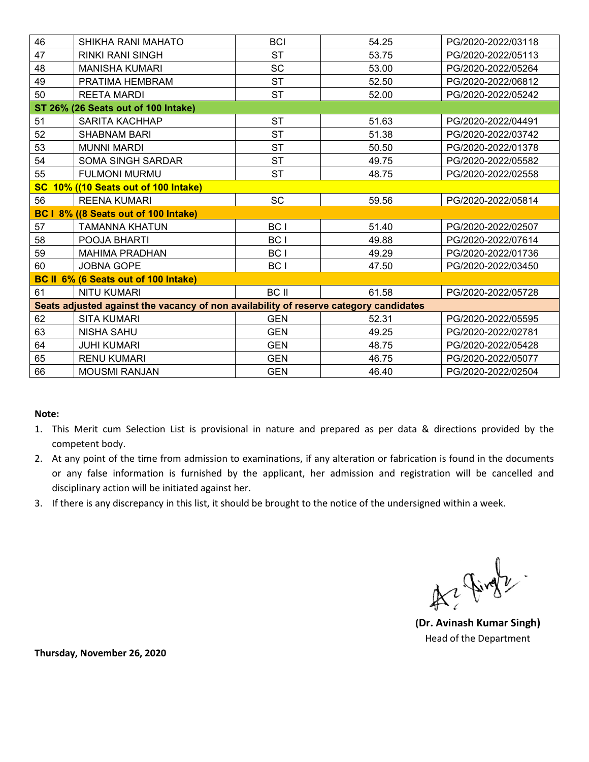| | | | | |
|---|---|---|---|---|
| 46 | SHIKHA RANI MAHATO | BCI | 54.25 | PG/2020-2022/03118 |
| 47 | RINKI RANI SINGH | ST | 53.75 | PG/2020-2022/05113 |
| 48 | MANISHA KUMARI | SC | 53.00 | PG/2020-2022/05264 |
| 49 | PRATIMA HEMBRAM | ST | 52.50 | PG/2020-2022/06812 |
| 50 | REETA MARDI | ST | 52.00 | PG/2020-2022/05242 |
| **ST 26% (26 Seats out of 100 Intake)** | | | | |
| 51 | SARITA KACHHAP | ST | 51.63 | PG/2020-2022/04491 |
| 52 | SHABNAM BARI | ST | 51.38 | PG/2020-2022/03742 |
| 53 | MUNNI MARDI | ST | 50.50 | PG/2020-2022/01378 |
| 54 | SOMA SINGH SARDAR | ST | 49.75 | PG/2020-2022/05582 |
| 55 | FULMONI MURMU | ST | 48.75 | PG/2020-2022/02558 |
| **SC 10% ((10 Seats out of 100 Intake)** | | | | |
| 56 | REENA KUMARI | SC | 59.56 | PG/2020-2022/05814 |
| **BC I 8% ((8 Seats out of 100 Intake)** | | | | |
| 57 | TAMANNA KHATUN | BC I | 51.40 | PG/2020-2022/02507 |
| 58 | POOJA BHARTI | BC I | 49.88 | PG/2020-2022/07614 |
| 59 | MAHIMA PRADHAN | BC I | 49.29 | PG/2020-2022/01736 |
| 60 | JOBNA GOPE | BC I | 47.50 | PG/2020-2022/03450 |
| **BC II 6% (6 Seats out of 100 Intake)** | | | | |
| 61 | NITU KUMARI | BC II | 61.58 | PG/2020-2022/05728 |
| **Seats adjusted against the vacancy of non availability of reserve category candidates** | | | | |
| 62 | SITA KUMARI | GEN | 52.31 | PG/2020-2022/05595 |
| 63 | NISHA SAHU | GEN | 49.25 | PG/2020-2022/02781 |
| 64 | JUHI KUMARI | GEN | 48.75 | PG/2020-2022/05428 |
| 65 | RENU KUMARI | GEN | 46.75 | PG/2020-2022/05077 |
| 66 | MOUSMI RANJAN | GEN | 46.40 | PG/2020-2022/02504 |

**Note:**

1. This Merit cum Selection List is provisional in nature and prepared as per data & directions provided by the competent body.
2. At any point of the time from admission to examinations, if any alteration or fabrication is found in the documents or any false information is furnished by the applicant, her admission and registration will be cancelled and disciplinary action will be initiated against her.
3. If there is any discrepancy in this list, it should be brought to the notice of the undersigned within a week.

**(Dr. Avinash Kumar Singh)**
Head of the Department

**Thursday, November 26, 2020**